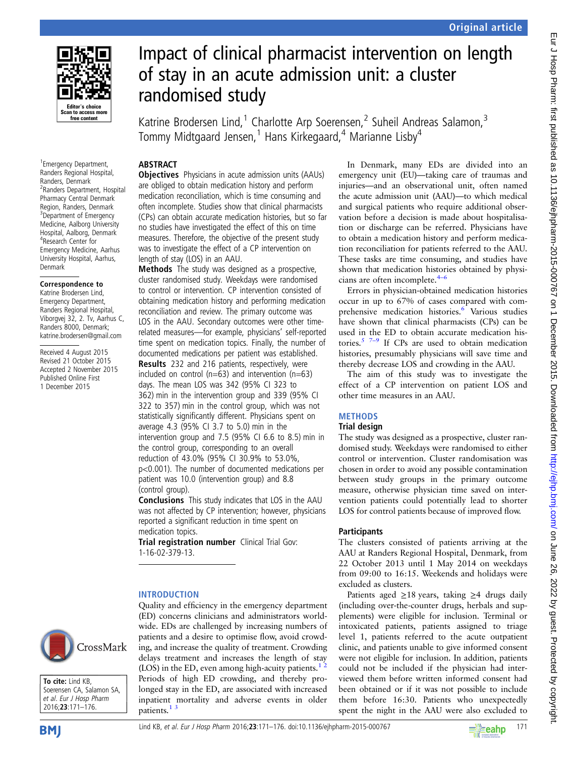# Impact of clinical pharmacist intervention on length of stay in an acute admission unit: a cluster randomised study

Katrine Brodersen Lind,[1] Charlotte Arp Soerensen,[2] Suheil Andreas Salamon,[3] Tommy Midtgaard Jensen,[1] Hans Kirkegaard,[4] Marianne Lisby[4]

[1]Emergency Department, Randers Regional Hospital, Randers, Denmark
[2]Randers Department, Hospital Pharmacy Central Denmark Region, Randers, Denmark
[3]Department of Emergency Medicine, Aalborg University Hospital, Aalborg, Denmark
[4]Research Center for Emergency Medicine, Aarhus University Hospital, Aarhus, Denmark

**Correspondence to** Katrine Brodersen Lind, Emergency Department, Randers Regional Hospital, Viborgvej 32, 2. Tv, Aarhus C, Randers 8000, Denmark; katrine.brodersen@gmail.com

Received 4 August 2015
Revised 21 October 2015
Accepted 2 November 2015
Published Online First 1 December 2015

## ABSTRACT

**Objectives** Physicians in acute admission units (AAUs) are obliged to obtain medication history and perform medication reconciliation, which is time consuming and often incomplete. Studies show that clinical pharmacists (CPs) can obtain accurate medication histories, but so far no studies have investigated the effect of this on time measures. Therefore, the objective of the present study was to investigate the effect of a CP intervention on length of stay (LOS) in an AAU.

**Methods** The study was designed as a prospective, cluster randomised study. Weekdays were randomised to control or intervention. CP intervention consisted of obtaining medication history and performing medication reconciliation and review. The primary outcome was LOS in the AAU. Secondary outcomes were other time-related measures—for example, physicians' self-reported time spent on medication topics. Finally, the number of documented medications per patient was established.

**Results** 232 and 216 patients, respectively, were included on control (n=63) and intervention (n=63) days. The mean LOS was 342 (95% CI 323 to 362) min in the intervention group and 339 (95% CI 322 to 357) min in the control group, which was not statistically significantly different. Physicians spent on average 4.3 (95% CI 3.7 to 5.0) min in the intervention group and 7.5 (95% CI 6.6 to 8.5) min in the control group, corresponding to an overall reduction of 43.0% (95% CI 30.9% to 53.0%, $p<0.001$). The number of documented medications per patient was 10.0 (intervention group) and 8.8 (control group).

**Conclusions** This study indicates that LOS in the AAU was not affected by CP intervention; however, physicians reported a significant reduction in time spent on medication topics.

**Trial registration number** Clinical Trial Gov: 1-16-02-379-13.

**To cite:** Lind KB, Soerensen CA, Salamon SA, et al. Eur J Hosp Pharm 2016;23:171–176.

## INTRODUCTION

Quality and efficiency in the emergency department (ED) concerns clinicians and administrators worldwide. EDs are challenged by increasing numbers of patients and a desire to optimise flow, avoid crowding, and increase the quality of treatment. Crowding delays treatment and increases the length of stay (LOS) in the ED, even among high-acuity patients.[1,2] Periods of high ED crowding, and thereby prolonged stay in the ED, are associated with increased inpatient mortality and adverse events in older patients.[1,3]

In Denmark, many EDs are divided into an emergency unit (EU)—taking care of traumas and injuries—and an observational unit, often named the acute admission unit (AAU)—to which medical and surgical patients who require additional observation before a decision is made about hospitalisation or discharge can be referred. Physicians have to obtain a medication history and perform medication reconciliation for patients referred to the AAU. These tasks are time consuming, and studies have shown that medication histories obtained by physicians are often incomplete.[4–6]

Errors in physician-obtained medication histories occur in up to 67% of cases compared with comprehensive medication histories.[6] Various studies have shown that clinical pharmacists (CPs) can be used in the ED to obtain accurate medication histories.[5,7–9] If CPs are used to obtain medication histories, presumably physicians will save time and thereby decrease LOS and crowding in the AAU.

The aim of this study was to investigate the effect of a CP intervention on patient LOS and other time measures in an AAU.

## METHODS

### Trial design

The study was designed as a prospective, cluster randomised study. Weekdays were randomised to either control or intervention. Cluster randomisation was chosen in order to avoid any possible contamination between study groups in the primary outcome measure, otherwise physician time saved on intervention patients could potentially lead to shorter LOS for control patients because of improved flow.

### Participants

The clusters consisted of patients arriving at the AAU at Randers Regional Hospital, Denmark, from 22 October 2013 until 1 May 2014 on weekdays from 09:00 to 16:15. Weekends and holidays were excluded as clusters.

Patients aged ≥18 years, taking ≥4 drugs daily (including over-the-counter drugs, herbals and supplements) were eligible for inclusion. Terminal or intoxicated patients, patients assigned to triage level 1, patients referred to the acute outpatient clinic, and patients unable to give informed consent were not eligible for inclusion. In addition, patients could not be included if the physician had interviewed them before written informed consent had been obtained or if it was not possible to include them before 16:30. Patients who unexpectedly spent the night in the AAU were also excluded to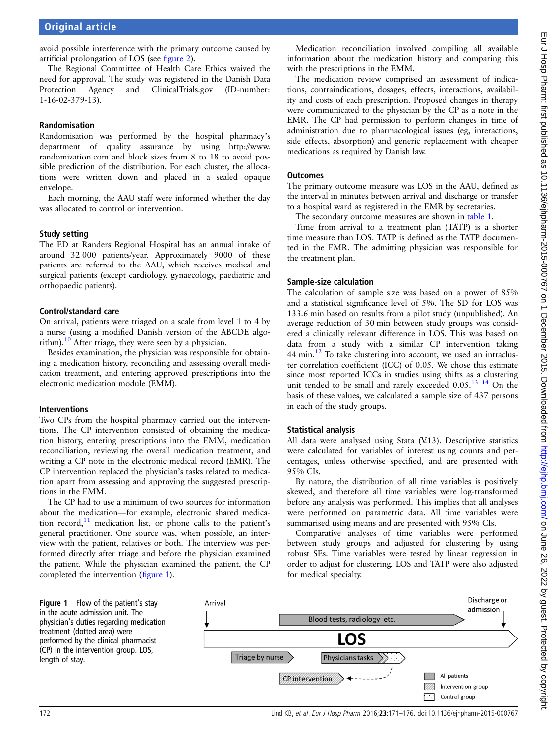avoid possible interference with the primary outcome caused by artificial prolongation of LOS (see figure 2).

The Regional Committee of Health Care Ethics waived the need for approval. The study was registered in the Danish Data Protection Agency and ClinicalTrials.gov (ID-number: 1-16-02-379-13).

### Randomisation

Randomisation was performed by the hospital pharmacy's department of quality assurance by using http://www.randomization.com and block sizes from 8 to 18 to avoid possible prediction of the distribution. For each cluster, the allocations were written down and placed in a sealed opaque envelope.

Each morning, the AAU staff were informed whether the day was allocated to control or intervention.

### Study setting

The ED at Randers Regional Hospital has an annual intake of around 32 000 patients/year. Approximately 9000 of these patients are referred to the AAU, which receives medical and surgical patients (except cardiology, gynaecology, paediatric and orthopaedic patients).

### Control/standard care

On arrival, patients were triaged on a scale from level 1 to 4 by a nurse (using a modified Danish version of the ABCDE algorithm).[10] After triage, they were seen by a physician.

Besides examination, the physician was responsible for obtaining a medication history, reconciling and assessing overall medication treatment, and entering approved prescriptions into the electronic medication module (EMM).

### Interventions

Two CPs from the hospital pharmacy carried out the interventions. The CP intervention consisted of obtaining the medication history, entering prescriptions into the EMM, medication reconciliation, reviewing the overall medication treatment, and writing a CP note in the electronic medical record (EMR). The CP intervention replaced the physician's tasks related to medication apart from assessing and approving the suggested prescriptions in the EMM.

The CP had to use a minimum of two sources for information about the medication—for example, electronic shared medication record,[11] medication list, or phone calls to the patient's general practitioner. One source was, when possible, an interview with the patient, relatives or both. The interview was performed directly after triage and before the physician examined the patient. While the physician examined the patient, the CP completed the intervention (figure 1).

Medication reconciliation involved compiling all available information about the medication history and comparing this with the prescriptions in the EMM.

The medication review comprised an assessment of indications, contraindications, dosages, effects, interactions, availability and costs of each prescription. Proposed changes in therapy were communicated to the physician by the CP as a note in the EMR. The CP had permission to perform changes in time of administration due to pharmacological issues (eg, interactions, side effects, absorption) and generic replacement with cheaper medications as required by Danish law.

### Outcomes

The primary outcome measure was LOS in the AAU, defined as the interval in minutes between arrival and discharge or transfer to a hospital ward as registered in the EMR by secretaries.

The secondary outcome measures are shown in table 1.

Time from arrival to a treatment plan (TATP) is a shorter time measure than LOS. TATP is defined as the TATP documented in the EMR. The admitting physician was responsible for the treatment plan.

### Sample-size calculation

The calculation of sample size was based on a power of 85% and a statistical significance level of 5%. The SD for LOS was 133.6 min based on results from a pilot study (unpublished). An average reduction of 30 min between study groups was considered a clinically relevant difference in LOS. This was based on data from a study with a similar CP intervention taking 44 min.[12] To take clustering into account, we used an intracluster correlation coefficient (ICC) of 0.05. We chose this estimate since most reported ICCs in studies using shifts as a clustering unit tended to be small and rarely exceeded 0.05.[13,14] On the basis of these values, we calculated a sample size of 437 persons in each of the study groups.

### Statistical analysis

All data were analysed using Stata (V.13). Descriptive statistics were calculated for variables of interest using counts and percentages, unless otherwise specified, and are presented with 95% CIs.

By nature, the distribution of all time variables is positively skewed, and therefore all time variables were log-transformed before any analysis was performed. This implies that all analyses were performed on parametric data. All time variables were summarised using means and are presented with 95% CIs.

Comparative analyses of time variables were performed between study groups and adjusted for clustering by using robust SEs. Time variables were tested by linear regression in order to adjust for clustering. LOS and TATP were also adjusted for medical specialty.

Arrival

Discharge or admission

Blood tests, radiology etc.

LOS

Triage by nurse

Physicians tasks

CP intervention

All patients

Intervention group

Control group

**Figure 1** Flow of the patient's stay in the acute admission unit. The physician's duties regarding medication treatment (dotted area) were performed by the clinical pharmacist (CP) in the intervention group. LOS, length of stay.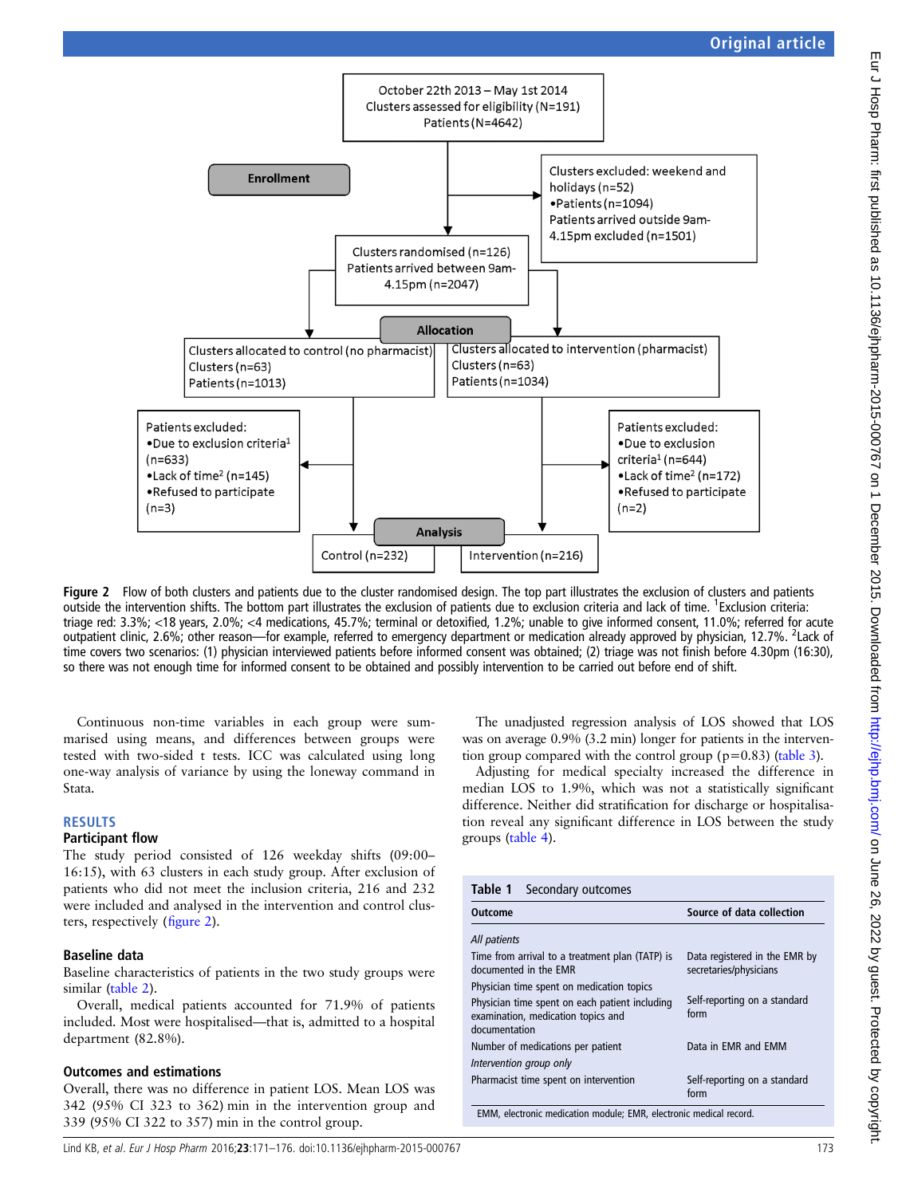October 22th 2013 – May 1st 2014
Clusters assessed for eligibility (N=191)
Patients (N=4642)

**Enrollment**

Clusters excluded: weekend and holidays (n=52)
•Patients (n=1094)
Patients arrived outside 9am-4.15pm excluded (n=1501)

Clusters randomised (n=126)
Patients arrived between 9am-4.15pm (n=2047)

**Allocation**

Clusters allocated to control (no pharmacist)
Clusters (n=63)
Patients (n=1013)

Clusters allocated to intervention (pharmacist)
Clusters (n=63)
Patients (n=1034)

Patients excluded:
•Due to exclusion criteria[1] (n=633)
•Lack of time[2] (n=145)
•Refused to participate (n=3)

Patients excluded:
•Due to exclusion criteria[1] (n=644)
•Lack of time[2] (n=172)
•Refused to participate (n=2)

**Analysis**

Control (n=232)

Intervention (n=216)

**Figure 2** Flow of both clusters and patients due to the cluster randomised design. The top part illustrates the exclusion of clusters and patients outside the intervention shifts. The bottom part illustrates the exclusion of patients due to exclusion criteria and lack of time. [1]Exclusion criteria: triage red: 3.3%; <18 years, 2.0%; <4 medications, 45.7%; terminal or detoxified, 1.2%; unable to give informed consent, 11.0%; referred for acute outpatient clinic, 2.6%; other reason—for example, referred to emergency department or medication already approved by physician, 12.7%. [2]Lack of time covers two scenarios: (1) physician interviewed patients before informed consent was obtained; (2) triage was not finish before 4.30pm (16:30), so there was not enough time for informed consent to be obtained and possibly intervention to be carried out before end of shift.

Continuous non-time variables in each group were summarised using means, and differences between groups were tested with two-sided t tests. ICC was calculated using long one-way analysis of variance by using the loneway command in Stata.

## RESULTS

### Participant flow

The study period consisted of 126 weekday shifts (09:00–16:15), with 63 clusters in each study group. After exclusion of patients who did not meet the inclusion criteria, 216 and 232 were included and analysed in the intervention and control clusters, respectively (figure 2).

### Baseline data

Baseline characteristics of patients in the two study groups were similar (table 2).

Overall, medical patients accounted for 71.9% of patients included. Most were hospitalised—that is, admitted to a hospital department (82.8%).

### Outcomes and estimations

Overall, there was no difference in patient LOS. Mean LOS was 342 (95% CI 323 to 362) min in the intervention group and 339 (95% CI 322 to 357) min in the control group.

The unadjusted regression analysis of LOS showed that LOS was on average 0.9% (3.2 min) longer for patients in the intervention group compared with the control group (p=0.83) (table 3).

Adjusting for medical specialty increased the difference in median LOS to 1.9%, which was not a statistically significant difference. Neither did stratification for discharge or hospitalisation reveal any significant difference in LOS between the study groups (table 4).

**Table 1** Secondary outcomes

| Outcome | Source of data collection |
|---|---|
| *All patients* | |
| Time from arrival to a treatment plan (TATP) is documented in the EMR | Data registered in the EMR by secretaries/physicians |
| Physician time spent on medication topics | |
| Physician time spent on each patient including examination, medication topics and documentation | Self-reporting on a standard form |
| Number of medications per patient | Data in EMR and EMM |
| *Intervention group only* | |
| Pharmacist time spent on intervention | Self-reporting on a standard form |

EMM, electronic medication module; EMR, electronic medical record.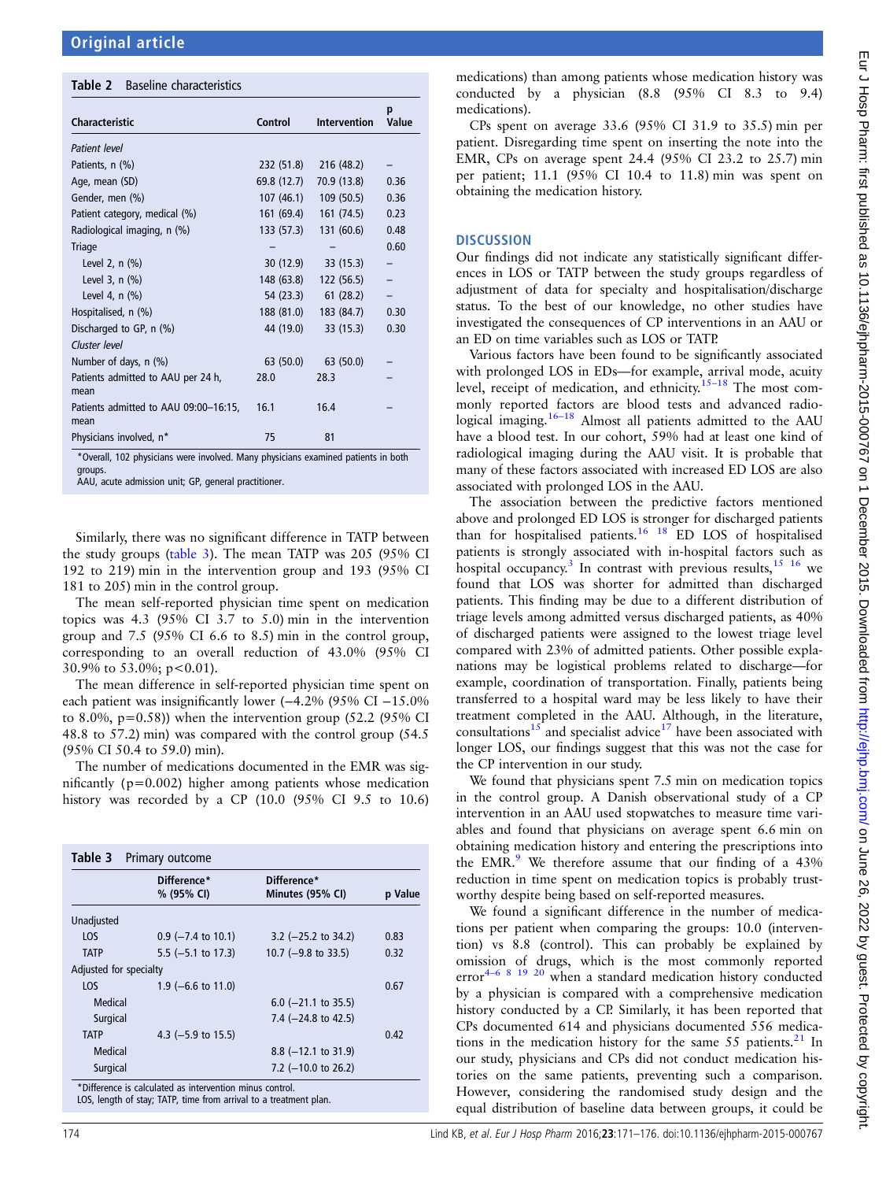**Table 2** Baseline characteristics

| Characteristic | Control | Intervention | p Value |
|---|---|---|---|
| *Patient level* | | | |
| Patients, n (%) | 232 (51.8) | 216 (48.2) | – |
| Age, mean (SD) | 69.8 (12.7) | 70.9 (13.8) | 0.36 |
| Gender, men (%) | 107 (46.1) | 109 (50.5) | 0.36 |
| Patient category, medical (%) | 161 (69.4) | 161 (74.5) | 0.23 |
| Radiological imaging, n (%) | 133 (57.3) | 131 (60.6) | 0.48 |
| Triage | – | – | 0.60 |
| Level 2, n (%) | 30 (12.9) | 33 (15.3) | – |
| Level 3, n (%) | 148 (63.8) | 122 (56.5) | – |
| Level 4, n (%) | 54 (23.3) | 61 (28.2) | – |
| Hospitalised, n (%) | 188 (81.0) | 183 (84.7) | 0.30 |
| Discharged to GP, n (%) | 44 (19.0) | 33 (15.3) | 0.30 |
| *Cluster level* | | | |
| Number of days, n (%) | 63 (50.0) | 63 (50.0) | – |
| Patients admitted to AAU per 24 h, mean | 28.0 | 28.3 | – |
| Patients admitted to AAU 09:00–16:15, mean | 16.1 | 16.4 | – |
| Physicians involved, n* | 75 | 81 | – |

*Overall, 102 physicians were involved. Many physicians examined patients in both groups.
AAU, acute admission unit; GP, general practitioner.

Similarly, there was no significant difference in TATP between the study groups (table 3). The mean TATP was 205 (95% CI 192 to 219) min in the intervention group and 193 (95% CI 181 to 205) min in the control group.

The mean self-reported physician time spent on medication topics was 4.3 (95% CI 3.7 to 5.0) min in the intervention group and 7.5 (95% CI 6.6 to 8.5) min in the control group, corresponding to an overall reduction of 43.0% (95% CI 30.9% to 53.0%; p<0.01).

The mean difference in self-reported physician time spent on each patient was insignificantly lower (−4.2% (95% CI −15.0% to 8.0%, p=0.58)) when the intervention group (52.2 (95% CI 48.8 to 57.2) min) was compared with the control group (54.5 (95% CI 50.4 to 59.0) min).

The number of medications documented in the EMR was significantly (p=0.002) higher among patients whose medication history was recorded by a CP (10.0 (95% CI 9.5 to 10.6) medications) than among patients whose medication history was conducted by a physician (8.8 (95% CI 8.3 to 9.4) medications).

**Table 3** Primary outcome

| | Difference* % (95% CI) | Difference* Minutes (95% CI) | p Value |
|---|---|---|---|
| Unadjusted | | | |
| LOS | 0.9 (−7.4 to 10.1) | 3.2 (−25.2 to 34.2) | 0.83 |
| TATP | 5.5 (−5.1 to 17.3) | 10.7 (−9.8 to 33.5) | 0.32 |
| Adjusted for specialty | | | |
| LOS | 1.9 (−6.6 to 11.0) | | 0.67 |
| Medical | | 6.0 (−21.1 to 35.5) | |
| Surgical | | 7.4 (−24.8 to 42.5) | |
| TATP | 4.3 (−5.9 to 15.5) | | 0.42 |
| Medical | | 8.8 (−12.1 to 31.9) | |
| Surgical | | 7.2 (−10.0 to 26.2) | |

*Difference is calculated as intervention minus control.
LOS, length of stay; TATP, time from arrival to a treatment plan.

CPs spent on average 33.6 (95% CI 31.9 to 35.5) min per patient. Disregarding time spent on inserting the note into the EMR, CPs on average spent 24.4 (95% CI 23.2 to 25.7) min per patient; 11.1 (95% CI 10.4 to 11.8) min was spent on obtaining the medication history.

## DISCUSSION

Our findings did not indicate any statistically significant differences in LOS or TATP between the study groups regardless of adjustment of data for specialty and hospitalisation/discharge status. To the best of our knowledge, no other studies have investigated the consequences of CP interventions in an AAU or an ED on time variables such as LOS or TATP.

Various factors have been found to be significantly associated with prolonged LOS in EDs—for example, arrival mode, acuity level, receipt of medication, and ethnicity.[15–18] The most commonly reported factors are blood tests and advanced radiological imaging.[16–18] Almost all patients admitted to the AAU have a blood test. In our cohort, 59% had at least one kind of radiological imaging during the AAU visit. It is probable that many of these factors associated with increased ED LOS are also associated with prolonged LOS in the AAU.

The association between the predictive factors mentioned above and prolonged ED LOS is stronger for discharged patients than for hospitalised patients.[16 18] ED LOS of hospitalised patients is strongly associated with in-hospital factors such as hospital occupancy.[3] In contrast with previous results,[15 16] we found that LOS was shorter for admitted than discharged patients. This finding may be due to a different distribution of triage levels among admitted versus discharged patients, as 40% of discharged patients were assigned to the lowest triage level compared with 23% of admitted patients. Other possible explanations may be logistical problems related to discharge—for example, coordination of transportation. Finally, patients being transferred to a hospital ward may be less likely to have their treatment completed in the AAU. Although, in the literature, consultations[15] and specialist advice[17] have been associated with longer LOS, our findings suggest that this was not the case for the CP intervention in our study.

We found that physicians spent 7.5 min on medication topics in the control group. A Danish observational study of a CP intervention in an AAU used stopwatches to measure time variables and found that physicians on average spent 6.6 min on obtaining medication history and entering the prescriptions into the EMR.[9] We therefore assume that our finding of a 43% reduction in time spent on medication topics is probably trustworthy despite being based on self-reported measures.

We found a significant difference in the number of medications per patient when comparing the groups: 10.0 (intervention) vs 8.8 (control). This can probably be explained by omission of drugs, which is the most commonly reported error[4–6 8 19 20] when a standard medication history conducted by a physician is compared with a comprehensive medication history conducted by a CP. Similarly, it has been reported that CPs documented 614 and physicians documented 556 medications in the medication history for the same 55 patients.[21] In our study, physicians and CPs did not conduct medication histories on the same patients, preventing such a comparison. However, considering the randomised study design and the equal distribution of baseline data between groups, it could be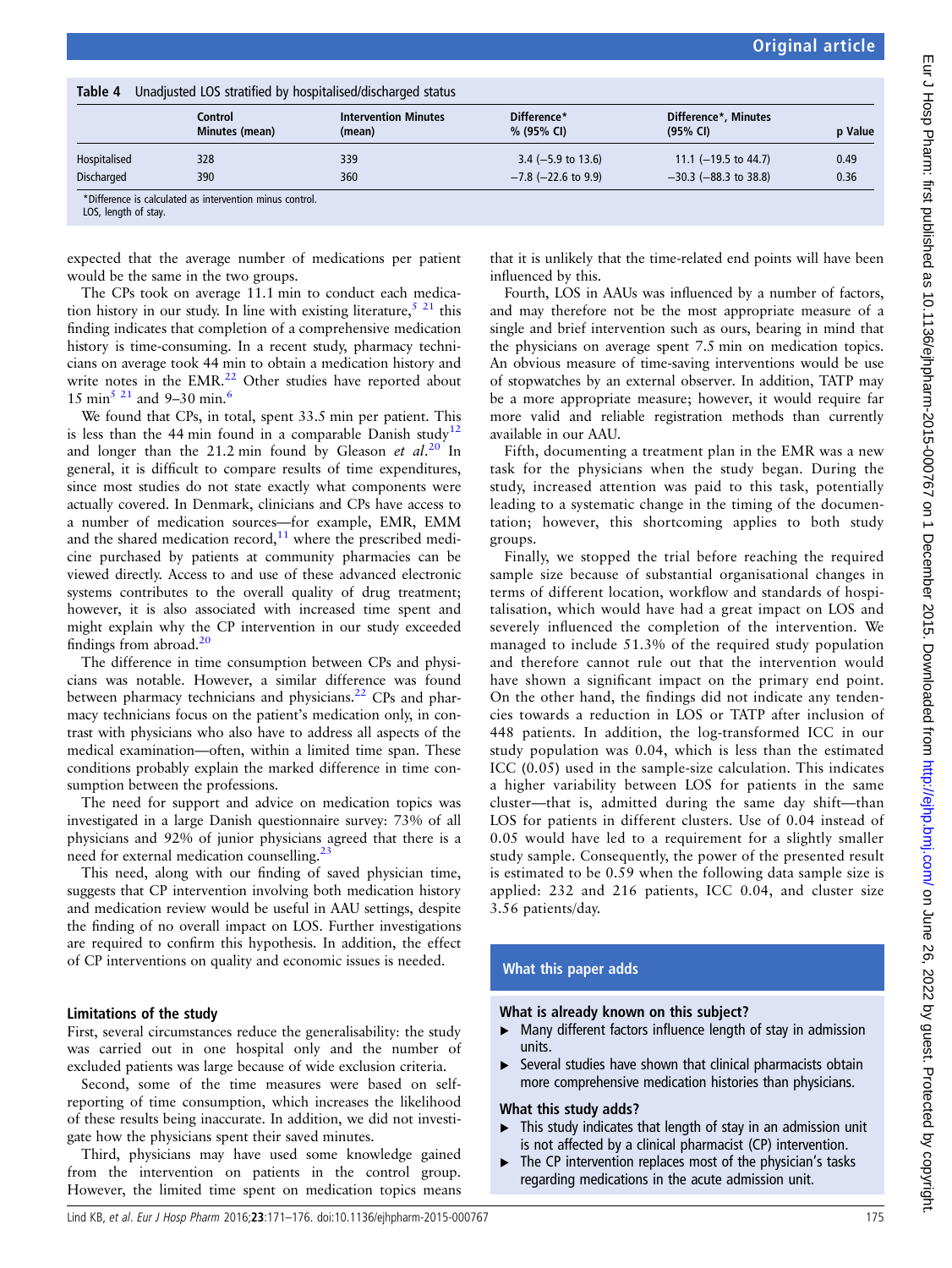**Table 4** Unadjusted LOS stratified by hospitalised/discharged status

| | Control Minutes (mean) | Intervention Minutes (mean) | Difference* % (95% CI) | Difference*, Minutes (95% CI) | p Value |
|---|---|---|---|---|---|
| Hospitalised | 328 | 339 | 3.4 (−5.9 to 13.6) | 11.1 (−19.5 to 44.7) | 0.49 |
| Discharged | 390 | 360 | −7.8 (−22.6 to 9.9) | −30.3 (−88.3 to 38.8) | 0.36 |

*Difference is calculated as intervention minus control.
LOS, length of stay.

expected that the average number of medications per patient would be the same in the two groups.

The CPs took on average 11.1 min to conduct each medication history in our study. In line with existing literature,[5 21] this finding indicates that completion of a comprehensive medication history is time-consuming. In a recent study, pharmacy technicians on average took 44 min to obtain a medication history and write notes in the EMR.[22] Other studies have reported about 15 min[5 21] and 9–30 min.[6]

We found that CPs, in total, spent 33.5 min per patient. This is less than the 44 min found in a comparable Danish study[12] and longer than the 21.2 min found by Gleason *et al*.[20] In general, it is difficult to compare results of time expenditures, since most studies do not state exactly what components were actually covered. In Denmark, clinicians and CPs have access to a number of medication sources—for example, EMR, EMM and the shared medication record,[11] where the prescribed medicine purchased by patients at community pharmacies can be viewed directly. Access to and use of these advanced electronic systems contributes to the overall quality of drug treatment; however, it is also associated with increased time spent and might explain why the CP intervention in our study exceeded findings from abroad.[20]

The difference in time consumption between CPs and physicians was notable. However, a similar difference was found between pharmacy technicians and physicians.[22] CPs and pharmacy technicians focus on the patient's medication only, in contrast with physicians who also have to address all aspects of the medical examination—often, within a limited time span. These conditions probably explain the marked difference in time consumption between the professions.

The need for support and advice on medication topics was investigated in a large Danish questionnaire survey: 73% of all physicians and 92% of junior physicians agreed that there is a need for external medication counselling.[23]

This need, along with our finding of saved physician time, suggests that CP intervention involving both medication history and medication review would be useful in AAU settings, despite the finding of no overall impact on LOS. Further investigations are required to confirm this hypothesis. In addition, the effect of CP interventions on quality and economic issues is needed.

### Limitations of the study

First, several circumstances reduce the generalisability: the study was carried out in one hospital only and the number of excluded patients was large because of wide exclusion criteria.

Second, some of the time measures were based on self-reporting of time consumption, which increases the likelihood of these results being inaccurate. In addition, we did not investigate how the physicians spent their saved minutes.

Third, physicians may have used some knowledge gained from the intervention on patients in the control group. However, the limited time spent on medication topics means that it is unlikely that the time-related end points will have been influenced by this.

Fourth, LOS in AAUs was influenced by a number of factors, and may therefore not be the most appropriate measure of a single and brief intervention such as ours, bearing in mind that the physicians on average spent 7.5 min on medication topics. An obvious measure of time-saving interventions would be use of stopwatches by an external observer. In addition, TATP may be a more appropriate measure; however, it would require far more valid and reliable registration methods than currently available in our AAU.

Fifth, documenting a treatment plan in the EMR was a new task for the physicians when the study began. During the study, increased attention was paid to this task, potentially leading to a systematic change in the timing of the documentation; however, this shortcoming applies to both study groups.

Finally, we stopped the trial before reaching the required sample size because of substantial organisational changes in terms of different location, workflow and standards of hospitalisation, which would have had a great impact on LOS and severely influenced the completion of the intervention. We managed to include 51.3% of the required study population and therefore cannot rule out that the intervention would have shown a significant impact on the primary end point. On the other hand, the findings did not indicate any tendencies towards a reduction in LOS or TATP after inclusion of 448 patients. In addition, the log-transformed ICC in our study population was 0.04, which is less than the estimated ICC (0.05) used in the sample-size calculation. This indicates a higher variability between LOS for patients in the same cluster—that is, admitted during the same day shift—than LOS for patients in different clusters. Use of 0.04 instead of 0.05 would have led to a requirement for a slightly smaller study sample. Consequently, the power of the presented result is estimated to be 0.59 when the following data sample size is applied: 232 and 216 patients, ICC 0.04, and cluster size 3.56 patients/day.

### What this paper adds

**What is already known on this subject?**

- Many different factors influence length of stay in admission units.
- Several studies have shown that clinical pharmacists obtain more comprehensive medication histories than physicians.

**What this study adds?**

- This study indicates that length of stay in an admission unit is not affected by a clinical pharmacist (CP) intervention.
- The CP intervention replaces most of the physician's tasks regarding medications in the acute admission unit.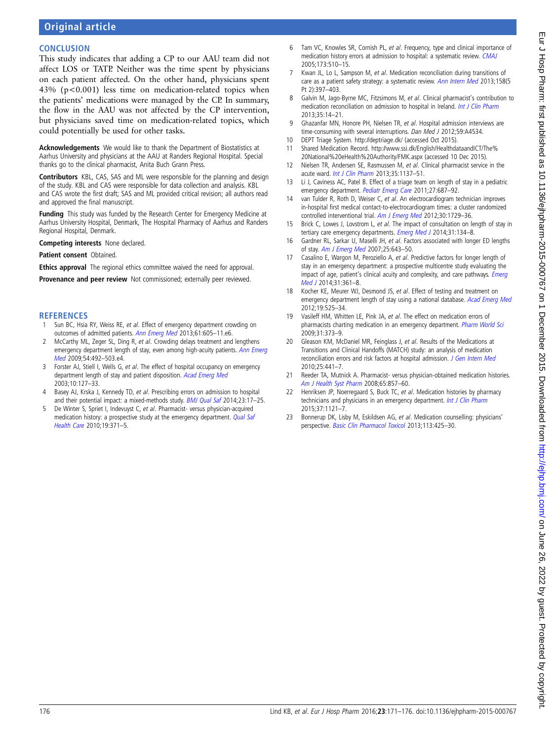## CONCLUSION

This study indicates that adding a CP to our AAU team did not affect LOS or TATP. Neither was the time spent by physicians on each patient affected. On the other hand, physicians spent 43% (p<0.001) less time on medication-related topics when the patients' medications were managed by the CP. In summary, the flow in the AAU was not affected by the CP intervention, but physicians saved time on medication-related topics, which could potentially be used for other tasks.

**Acknowledgements** We would like to thank the Department of Biostatistics at Aarhus University and physicians at the AAU at Randers Regional Hospital. Special thanks go to the clinical pharmacist, Anita Buch Grann Press.

**Contributors** KBL, CAS, SAS and ML were responsible for the planning and design of the study. KBL and CAS were responsible for data collection and analysis. KBL and CAS wrote the first draft; SAS and ML provided critical revision; all authors read and approved the final manuscript.

**Funding** This study was funded by the Research Center for Emergency Medicine at Aarhus University Hospital, Denmark, The Hospital Pharmacy of Aarhus and Randers Regional Hospital, Denmark.

**Competing interests** None declared.

**Patient consent** Obtained.

**Ethics approval** The regional ethics committee waived the need for approval.

**Provenance and peer review** Not commissioned; externally peer reviewed.

## REFERENCES

1. Sun BC, Hsia RY, Weiss RE, *et al*. Effect of emergency department crowding on outcomes of admitted patients. *Ann Emerg Med* 2013;61:605–11.e6.
2. McCarthy ML, Zeger SL, Ding R, *et al*. Crowding delays treatment and lengthens emergency department length of stay, even among high-acuity patients. *Ann Emerg Med* 2009;54:492–503.e4.
3. Forster AJ, Stiell I, Wells G, *et al*. The effect of hospital occupancy on emergency department length of stay and patient disposition. *Acad Emerg Med* 2003;10:127–33.
4. Basey AJ, Krska J, Kennedy TD, *et al*. Prescribing errors on admission to hospital and their potential impact: a mixed-methods study. *BMJ Qual Saf* 2014;23:17–25.
5. De Winter S, Spriet I, Indevuyst C, *et al*. Pharmacist- versus physician-acquired medication history: a prospective study at the emergency department. *Qual Saf Health Care* 2010;19:371–5.
6. Tam VC, Knowles SR, Cornish PL, *et al*. Frequency, type and clinical importance of medication history errors at admission to hospital: a systematic review. *CMAJ* 2005;173:510–15.
7. Kwan JL, Lo L, Sampson M, *et al*. Medication reconciliation during transitions of care as a patient safety strategy: a systematic review. *Ann Intern Med* 2013;158(5 Pt 2):397–403.
8. Galvin M, Jago-Byrne MC, Fitzsimons M, *et al*. Clinical pharmacist's contribution to medication reconciliation on admission to hospital in Ireland. *Int J Clin Pharm* 2013;35:14–21.
9. Ghazanfar MN, Honore PH, Nielsen TR, *et al*. Hospital admission interviews are time-consuming with several interruptions. *Dan Med J* 2012;59:A4534.
10. DEPT Triage System. http://deptriage.dk/ (accessed Oct 2015).
11. Shared Medication Record. http://www.ssi.dk/English/HealthdataandICT/The%20National%20eHealth%20Authority/FMK.aspx (accessed 10 Dec 2015).
12. Nielsen TR, Andersen SE, Rasmussen M, *et al*. Clinical pharmacist service in the acute ward. *Int J Clin Pharm* 2013;35:1137–51.
13. Li J, Caviness AC, Patel B. Effect of a triage team on length of stay in a pediatric emergency department. *Pediatr Emerg Care* 2011;27:687–92.
14. van Tulder R, Roth D, Weiser C, *et al*. An electrocardiogram technician improves in-hospital first medical contact-to-electrocardiogram times: a cluster randomized controlled interventional trial. *Am J Emerg Med* 2012;30:1729–36.
15. Brick C, Lowes J, Lovstrom L, *et al*. The impact of consultation on length of stay in tertiary care emergency departments. *Emerg Med J* 2014;31:134–8.
16. Gardner RL, Sarkar U, Maselli JH, *et al*. Factors associated with longer ED lengths of stay. *Am J Emerg Med* 2007;25:643–50.
17. Casalino E, Wargon M, Peroziello A, *et al*. Predictive factors for longer length of stay in an emergency department: a prospective multicentre study evaluating the impact of age, patient's clinical acuity and complexity, and care pathways. *Emerg Med J* 2014;31:361–8.
18. Kocher KE, Meurer WJ, Desmond JS, *et al*. Effect of testing and treatment on emergency department length of stay using a national database. *Acad Emerg Med* 2012;19:525–34.
19. Vasileff HM, Whitten LE, Pink JA, *et al*. The effect on medication errors of pharmacists charting medication in an emergency department. *Pharm World Sci* 2009;31:373–9.
20. Gleason KM, McDaniel MR, Feinglass J, *et al*. Results of the Medications at Transitions and Clinical Handoffs (MATCH) study: an analysis of medication reconciliation errors and risk factors at hospital admission. *J Gen Intern Med* 2010;25:441–7.
21. Reeder TA, Mutnick A. Pharmacist- versus physician-obtained medication histories. *Am J Health Syst Pharm* 2008;65:857–60.
22. Henriksen JP, Noerregaard S, Buck TC, *et al*. Medication histories by pharmacy technicians and physicians in an emergency department. *Int J Clin Pharm* 2015;37:1121–7.
23. Bonnerup DK, Lisby M, Eskildsen AG, *et al*. Medication counselling: physicians' perspective. *Basic Clin Pharmacol Toxicol* 2013;113:425–30.